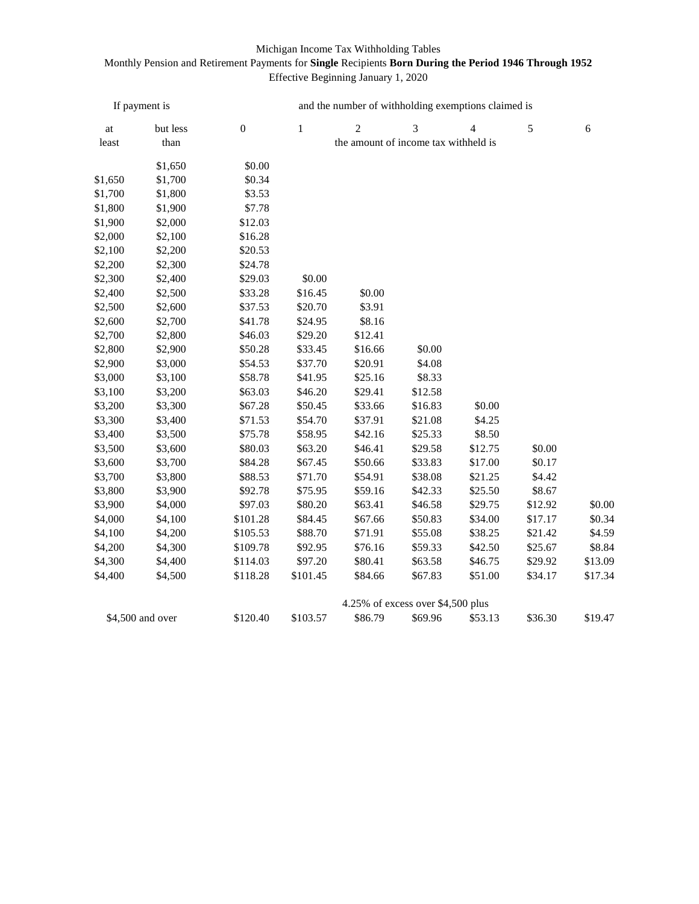Michigan Income Tax Withholding Tables

Monthly Pension and Retirement Payments for **Single** Recipients **Born During the Period 1946 Through 1952**

Effective Beginning January 1, 2020

| If payment is | | and the number of withholding exemptions claimed is | | | | | | |
|---|---|---|---|---|---|---|---|---|
| at least | but less than | 0 | 1 | 2 | 3 | 4 | 5 | 6 |
| | | the amount of income tax withheld is | | | | | | |
| | $1,650 | $0.00 | | | | | | |
| $1,650 | $1,700 | $0.34 | | | | | | |
| $1,700 | $1,800 | $3.53 | | | | | | |
| $1,800 | $1,900 | $7.78 | | | | | | |
| $1,900 | $2,000 | $12.03 | | | | | | |
| $2,000 | $2,100 | $16.28 | | | | | | |
| $2,100 | $2,200 | $20.53 | | | | | | |
| $2,200 | $2,300 | $24.78 | | | | | | |
| $2,300 | $2,400 | $29.03 | $0.00 | | | | | |
| $2,400 | $2,500 | $33.28 | $16.45 | $0.00 | | | | |
| $2,500 | $2,600 | $37.53 | $20.70 | $3.91 | | | | |
| $2,600 | $2,700 | $41.78 | $24.95 | $8.16 | | | | |
| $2,700 | $2,800 | $46.03 | $29.20 | $12.41 | | | | |
| $2,800 | $2,900 | $50.28 | $33.45 | $16.66 | $0.00 | | | |
| $2,900 | $3,000 | $54.53 | $37.70 | $20.91 | $4.08 | | | |
| $3,000 | $3,100 | $58.78 | $41.95 | $25.16 | $8.33 | | | |
| $3,100 | $3,200 | $63.03 | $46.20 | $29.41 | $12.58 | | | |
| $3,200 | $3,300 | $67.28 | $50.45 | $33.66 | $16.83 | $0.00 | | |
| $3,300 | $3,400 | $71.53 | $54.70 | $37.91 | $21.08 | $4.25 | | |
| $3,400 | $3,500 | $75.78 | $58.95 | $42.16 | $25.33 | $8.50 | | |
| $3,500 | $3,600 | $80.03 | $63.20 | $46.41 | $29.58 | $12.75 | $0.00 | |
| $3,600 | $3,700 | $84.28 | $67.45 | $50.66 | $33.83 | $17.00 | $0.17 | |
| $3,700 | $3,800 | $88.53 | $71.70 | $54.91 | $38.08 | $21.25 | $4.42 | |
| $3,800 | $3,900 | $92.78 | $75.95 | $59.16 | $42.33 | $25.50 | $8.67 | |
| $3,900 | $4,000 | $97.03 | $80.20 | $63.41 | $46.58 | $29.75 | $12.92 | $0.00 |
| $4,000 | $4,100 | $101.28 | $84.45 | $67.66 | $50.83 | $34.00 | $17.17 | $0.34 |
| $4,100 | $4,200 | $105.53 | $88.70 | $71.91 | $55.08 | $38.25 | $21.42 | $4.59 |
| $4,200 | $4,300 | $109.78 | $92.95 | $76.16 | $59.33 | $42.50 | $25.67 | $8.84 |
| $4,300 | $4,400 | $114.03 | $97.20 | $80.41 | $63.58 | $46.75 | $29.92 | $13.09 |
| $4,400 | $4,500 | $118.28 | $101.45 | $84.66 | $67.83 | $51.00 | $34.17 | $17.34 |
| | | 4.25% of excess over $4,500 plus | | | | | | |
| $4,500 and over | | $120.40 | $103.57 | $86.79 | $69.96 | $53.13 | $36.30 | $19.47 |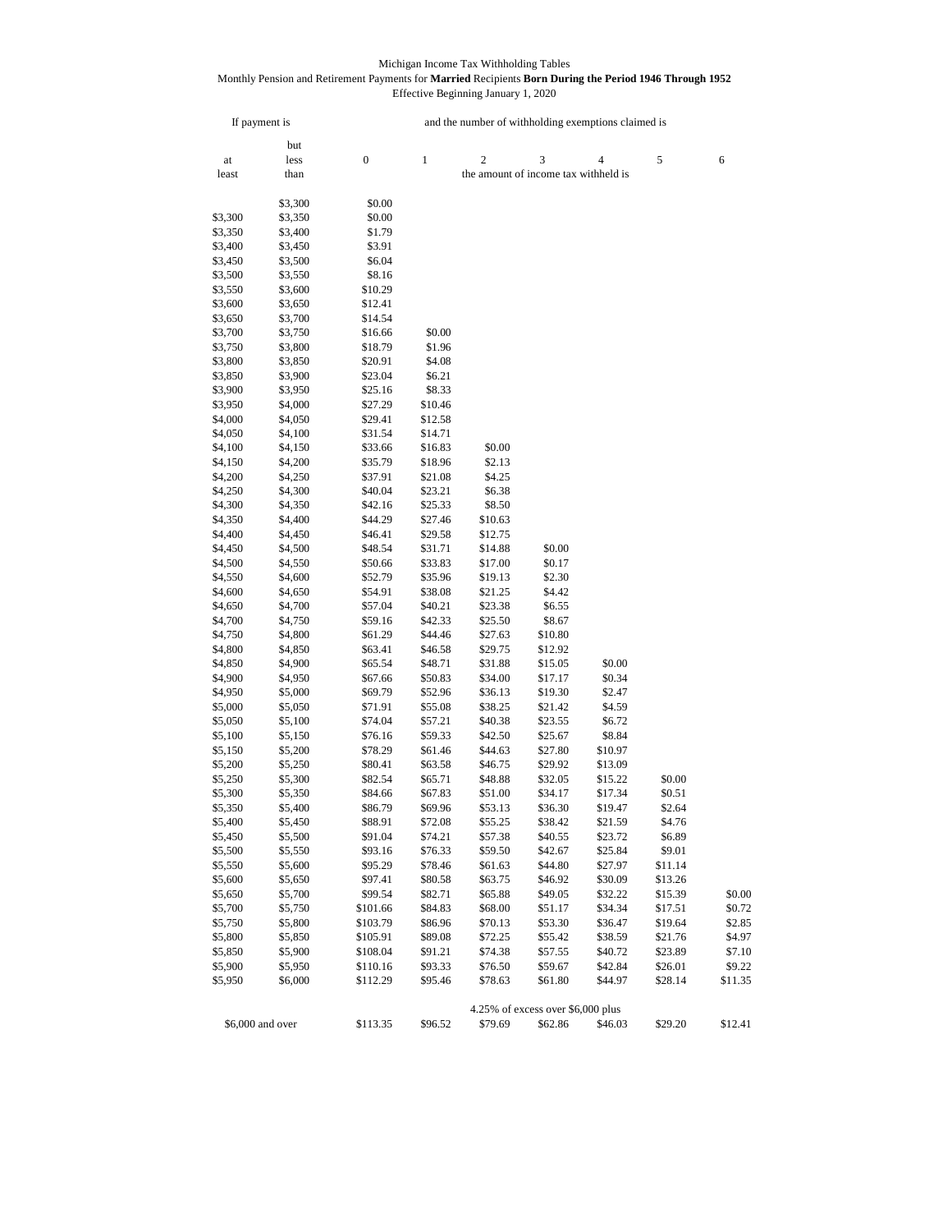Michigan Income Tax Withholding Tables

Monthly Pension and Retirement Payments for **Married** Recipients **Born During the Period 1946 Through 1952**

Effective Beginning January 1, 2020

| If payment is | | and the number of withholding exemptions claimed is | | | | | | |
|---|---|---|---|---|---|---|---|---|
| at least | but less than | 0 | 1 | 2 | 3 | 4 | 5 | 6 |
| | | the amount of income tax withheld is | | | | | | |
| | $3,300 | $0.00 | | | | | | |
| $3,300 | $3,350 | $0.00 | | | | | | |
| $3,350 | $3,400 | $1.79 | | | | | | |
| $3,400 | $3,450 | $3.91 | | | | | | |
| $3,450 | $3,500 | $6.04 | | | | | | |
| $3,500 | $3,550 | $8.16 | | | | | | |
| $3,550 | $3,600 | $10.29 | | | | | | |
| $3,600 | $3,650 | $12.41 | | | | | | |
| $3,650 | $3,700 | $14.54 | | | | | | |
| $3,700 | $3,750 | $16.66 | $0.00 | | | | | |
| $3,750 | $3,800 | $18.79 | $1.96 | | | | | |
| $3,800 | $3,850 | $20.91 | $4.08 | | | | | |
| $3,850 | $3,900 | $23.04 | $6.21 | | | | | |
| $3,900 | $3,950 | $25.16 | $8.33 | | | | | |
| $3,950 | $4,000 | $27.29 | $10.46 | | | | | |
| $4,000 | $4,050 | $29.41 | $12.58 | | | | | |
| $4,050 | $4,100 | $31.54 | $14.71 | | | | | |
| $4,100 | $4,150 | $33.66 | $16.83 | $0.00 | | | | |
| $4,150 | $4,200 | $35.79 | $18.96 | $2.13 | | | | |
| $4,200 | $4,250 | $37.91 | $21.08 | $4.25 | | | | |
| $4,250 | $4,300 | $40.04 | $23.21 | $6.38 | | | | |
| $4,300 | $4,350 | $42.16 | $25.33 | $8.50 | | | | |
| $4,350 | $4,400 | $44.29 | $27.46 | $10.63 | | | | |
| $4,400 | $4,450 | $46.41 | $29.58 | $12.75 | | | | |
| $4,450 | $4,500 | $48.54 | $31.71 | $14.88 | $0.00 | | | |
| $4,500 | $4,550 | $50.66 | $33.83 | $17.00 | $0.17 | | | |
| $4,550 | $4,600 | $52.79 | $35.96 | $19.13 | $2.30 | | | |
| $4,600 | $4,650 | $54.91 | $38.08 | $21.25 | $4.42 | | | |
| $4,650 | $4,700 | $57.04 | $40.21 | $23.38 | $6.55 | | | |
| $4,700 | $4,750 | $59.16 | $42.33 | $25.50 | $8.67 | | | |
| $4,750 | $4,800 | $61.29 | $44.46 | $27.63 | $10.80 | | | |
| $4,800 | $4,850 | $63.41 | $46.58 | $29.75 | $12.92 | | | |
| $4,850 | $4,900 | $65.54 | $48.71 | $31.88 | $15.05 | $0.00 | | |
| $4,900 | $4,950 | $67.66 | $50.83 | $34.00 | $17.17 | $0.34 | | |
| $4,950 | $5,000 | $69.79 | $52.96 | $36.13 | $19.30 | $2.47 | | |
| $5,000 | $5,050 | $71.91 | $55.08 | $38.25 | $21.42 | $4.59 | | |
| $5,050 | $5,100 | $74.04 | $57.21 | $40.38 | $23.55 | $6.72 | | |
| $5,100 | $5,150 | $76.16 | $59.33 | $42.50 | $25.67 | $8.84 | | |
| $5,150 | $5,200 | $78.29 | $61.46 | $44.63 | $27.80 | $10.97 | | |
| $5,200 | $5,250 | $80.41 | $63.58 | $46.75 | $29.92 | $13.09 | | |
| $5,250 | $5,300 | $82.54 | $65.71 | $48.88 | $32.05 | $15.22 | $0.00 | |
| $5,300 | $5,350 | $84.66 | $67.83 | $51.00 | $34.17 | $17.34 | $0.51 | |
| $5,350 | $5,400 | $86.79 | $69.96 | $53.13 | $36.30 | $19.47 | $2.64 | |
| $5,400 | $5,450 | $88.91 | $72.08 | $55.25 | $38.42 | $21.59 | $4.76 | |
| $5,450 | $5,500 | $91.04 | $74.21 | $57.38 | $40.55 | $23.72 | $6.89 | |
| $5,500 | $5,550 | $93.16 | $76.33 | $59.50 | $42.67 | $25.84 | $9.01 | |
| $5,550 | $5,600 | $95.29 | $78.46 | $61.63 | $44.80 | $27.97 | $11.14 | |
| $5,600 | $5,650 | $97.41 | $80.58 | $63.75 | $46.92 | $30.09 | $13.26 | |
| $5,650 | $5,700 | $99.54 | $82.71 | $65.88 | $49.05 | $32.22 | $15.39 | $0.00 |
| $5,700 | $5,750 | $101.66 | $84.83 | $68.00 | $51.17 | $34.34 | $17.51 | $0.72 |
| $5,750 | $5,800 | $103.79 | $86.96 | $70.13 | $53.30 | $36.47 | $19.64 | $2.85 |
| $5,800 | $5,850 | $105.91 | $89.08 | $72.25 | $55.42 | $38.59 | $21.76 | $4.97 |
| $5,850 | $5,900 | $108.04 | $91.21 | $74.38 | $57.55 | $40.72 | $23.89 | $7.10 |
| $5,900 | $5,950 | $110.16 | $93.33 | $76.50 | $59.67 | $42.84 | $26.01 | $9.22 |
| $5,950 | $6,000 | $112.29 | $95.46 | $78.63 | $61.80 | $44.97 | $28.14 | $11.35 |
| | | 4.25% of excess over $6,000 plus | | | | | | |
| $6,000 and over | | $113.35 | $96.52 | $79.69 | $62.86 | $46.03 | $29.20 | $12.41 |